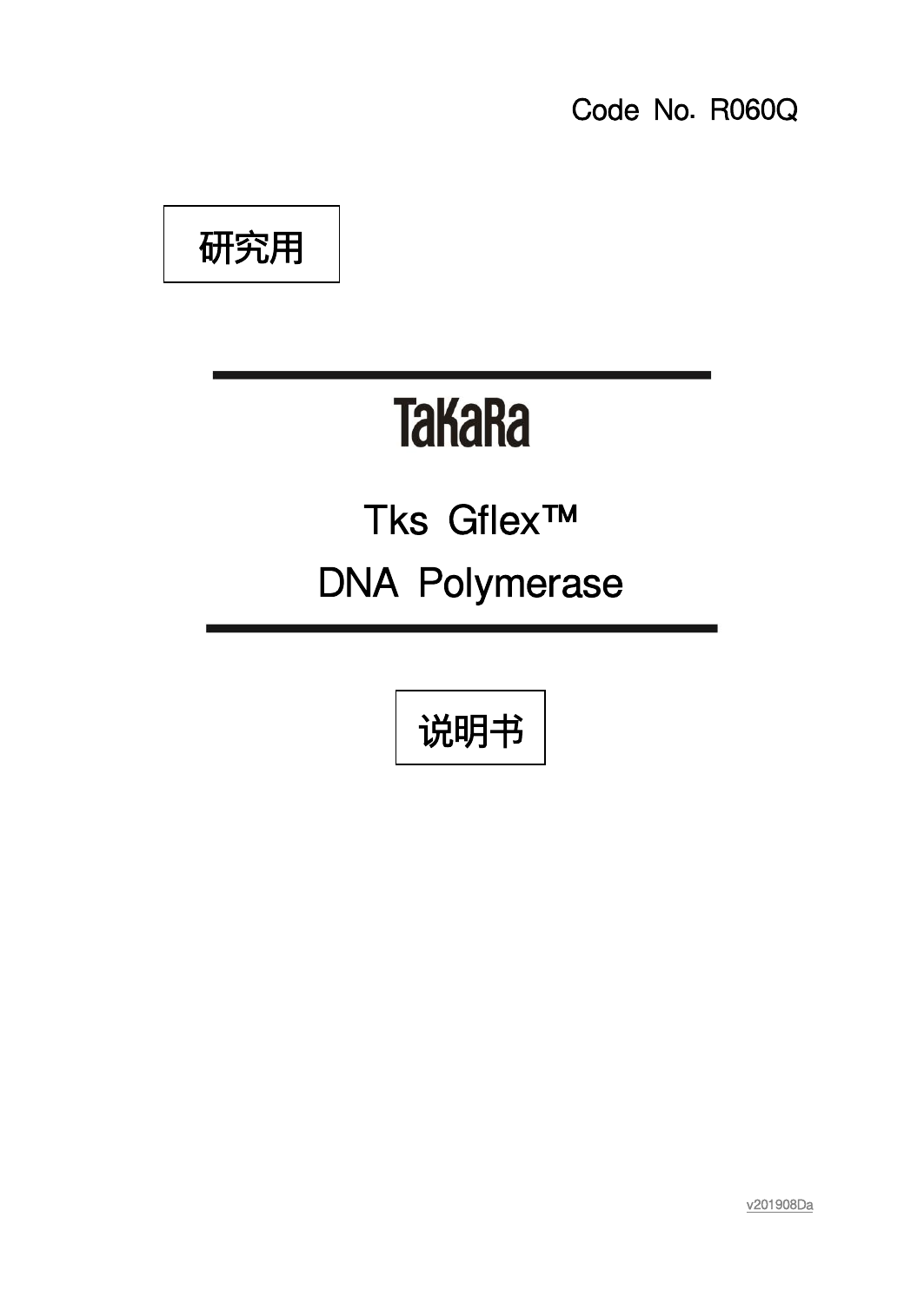Code No. R060Q

研究用

TaKaRa

# Tks Gflex™ DNA Polymerase

说明书

v201908Da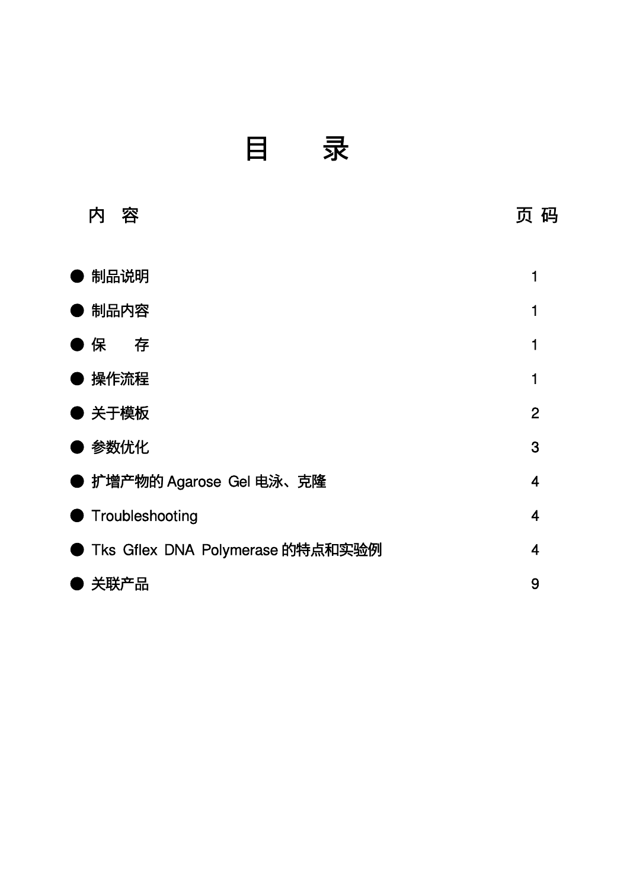# 目　　录

| 内　容 | 页 码 |
| --- | --- |
| ● 制品说明 | 1 |
| ● 制品内容 | 1 |
| ● 保　　存 | 1 |
| ● 操作流程 | 1 |
| ● 关于模板 | 2 |
| ● 参数优化 | 3 |
| ● 扩增产物的 Agarose Gel 电泳、克隆 | 4 |
| ● Troubleshooting | 4 |
| ● Tks Gflex DNA Polymerase 的特点和实验例 | 4 |
| ● 关联产品 | 9 |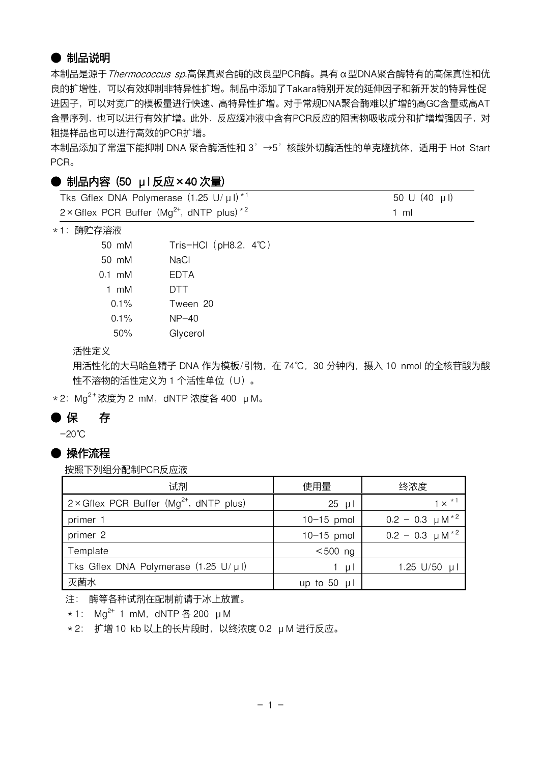## ● 制品说明

本制品是源于*Thermococcus sp.*高保真聚合酶的改良型PCR酶。具有α型DNA聚合酶特有的高保真性和优良的扩增性，可以有效抑制非特异性扩增。制品中添加了Takara特别开发的延伸因子和新开发的特异性促进因子，可以对宽广的模板量进行快速、高特异性扩增。对于常规DNA聚合酶难以扩增的高GC含量或高AT含量序列，也可以进行有效扩增。此外，反应缓冲液中含有PCR反应的阻害物吸收成分和扩增增强因子，对粗提样品也可以进行高效的PCR扩增。

本制品添加了常温下能抑制 DNA 聚合酶活性和 3’→5’核酸外切酶活性的单克隆抗体，适用于 Hot Start PCR。

## ● 制品内容（50 μl 反应×40 次量）

| | |
|---|---|
| Tks Gflex DNA Polymerase (1.25 U/μl)*1 | 50 U (40 μl) |
| 2×Gflex PCR Buffer ($Mg^{2+}$, dNTP plus)*2 | 1 ml |

*1：酶贮存溶液

| | |
|---|---|
| 50 mM | Tris-HCl（pH8.2，4℃） |
| 50 mM | NaCl |
| 0.1 mM | EDTA |
| 1 mM | DTT |
| 0.1% | Tween 20 |
| 0.1% | NP-40 |
| 50% | Glycerol |

活性定义

用活性化的大马哈鱼精子 DNA 作为模板/引物，在 74℃，30 分钟内，摄入 10 nmol 的全核苷酸为酸性不溶物的活性定义为 1 个活性单位（U）。

*2：$Mg^{2+}$浓度为 2 mM，dNTP 浓度各 400 μM。

## ● 保　存

-20℃

## ● 操作流程

按照下列组分配制PCR反应液

| 试剂 | 使用量 | 终浓度 |
|---|---|---|
| 2×Gflex PCR Buffer ($Mg^{2+}$, dNTP plus) | 25 μl | 1×*1 |
| primer 1 | 10-15 pmol | 0.2 - 0.3 μM*2 |
| primer 2 | 10-15 pmol | 0.2 - 0.3 μM*2 |
| Template | <500 ng | |
| Tks Gflex DNA Polymerase (1.25 U/μl) | 1 μl | 1.25 U/50 μl |
| 灭菌水 | up to 50 μl | |

注：酶等各种试剂在配制前请于冰上放置。

*1：$Mg^{2+}$ 1 mM，dNTP 各 200 μM

*2：扩增 10 kb 以上的长片段时，以终浓度 0.2 μM 进行反应。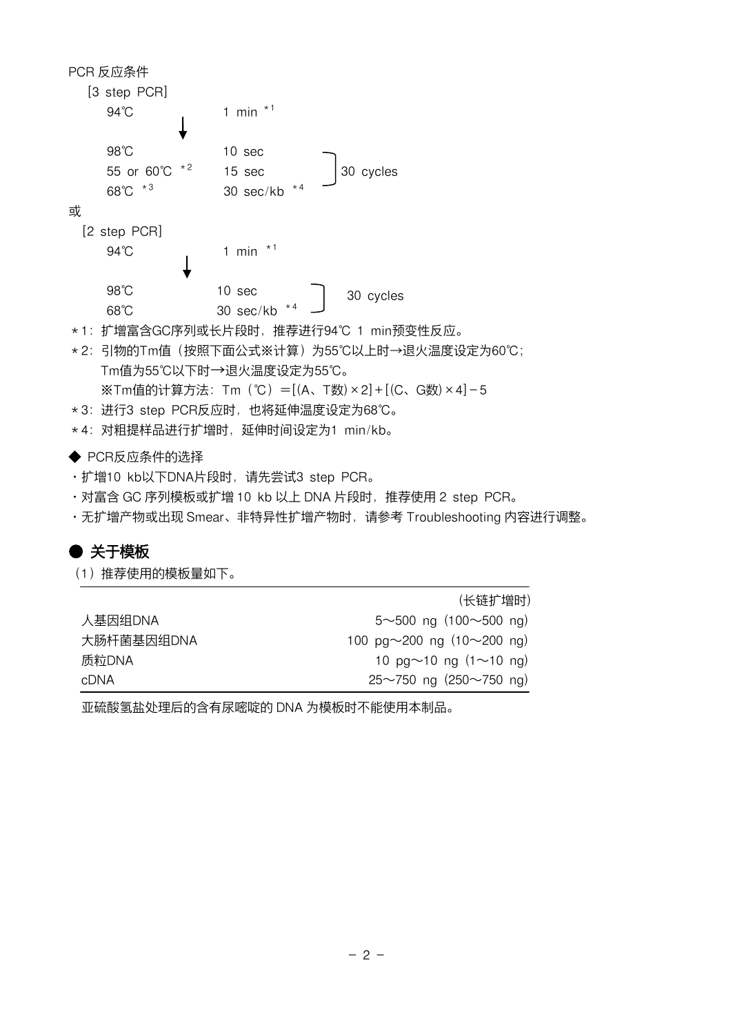PCR 反应条件

[3 step PCR]

| | | |
|---|---|---|
| 94℃ | 1 min *1 | |
| ↓ | | |
| 98℃ | 10 sec | 30 cycles |
| 55 or 60℃ *2 | 15 sec | |
| 68℃ *3 | 30 sec/kb *4 | |

或

[2 step PCR]

| | | |
|---|---|---|
| 94℃ | 1 min *1 | |
| ↓ | | |
| 98℃ | 10 sec | 30 cycles |
| 68℃ | 30 sec/kb *4 | |

*1：扩增富含GC序列或长片段时，推荐进行94℃ 1 min预变性反应。

*2：引物的Tm值（按照下面公式※计算）为55℃以上时→退火温度设定为60℃；
Tm值为55℃以下时→退火温度设定为55℃。
※Tm值的计算方法：Tm（℃）＝[(A、T数)×2]＋[(C、G数)×4]－5

*3：进行3 step PCR反应时，也将延伸温度设定为68℃。

*4：对粗提样品进行扩增时，延伸时间设定为1 min/kb。

◆ PCR反应条件的选择

・扩增10 kb以下DNA片段时，请先尝试3 step PCR。

・对富含 GC 序列模板或扩增 10 kb 以上 DNA 片段时，推荐使用 2 step PCR。

・无扩增产物或出现 Smear、非特异性扩增产物时，请参考 Troubleshooting 内容进行调整。

## ● 关于模板

（1）推荐使用的模板量如下。

| | （长链扩增时） |
|---|---|
| 人基因组DNA | 5～500 ng（100～500 ng） |
| 大肠杆菌基因组DNA | 100 pg～200 ng（10～200 ng） |
| 质粒DNA | 10 pg～10 ng（1～10 ng） |
| cDNA | 25～750 ng（250～750 ng） |

亚硫酸氢盐处理后的含有尿嘧啶的 DNA 为模板时不能使用本制品。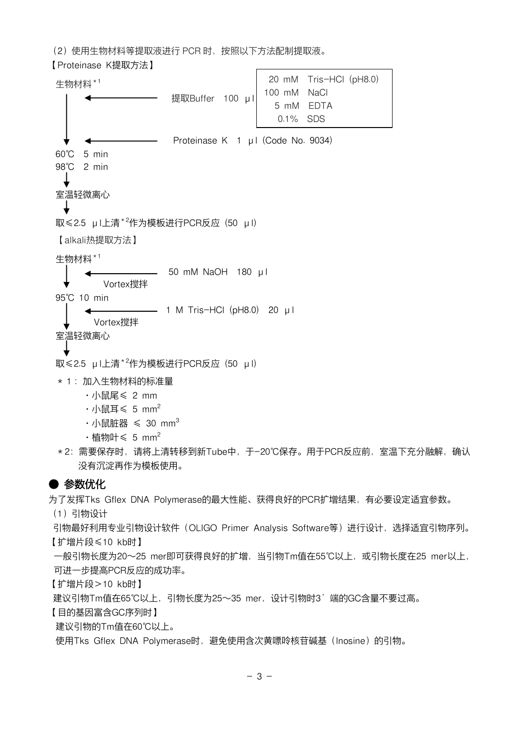（2）使用生物材料等提取液进行 PCR 时，按照以下方法配制提取液。

【Proteinase K提取方法】

生物材料*1

↓ ← 提取Buffer 100 μl

| 20 mM | Tris-HCl（pH8.0） |
| --- | --- |
| 100 mM | NaCl |
| 5 mM | EDTA |
| 0.1% | SDS |

↓ ← Proteinase K 1 μl（Code No. 9034）

60℃ 5 min
98℃ 2 min

↓

室温轻微离心

↓

取≤2.5 μl上清*2作为模板进行PCR反应（50 μl）

【alkali热提取方法】

生物材料*1

↓ ← 50 mM NaOH 180 μl
Vortex搅拌

95℃ 10 min

↓ ← 1 M Tris-HCl（pH8.0） 20 μl
Vortex搅拌

室温轻微离心

↓

取≤2.5 μl上清*2作为模板进行PCR反应（50 μl）

*1：加入生物材料的标准量
- ・小鼠尾≤ 2 mm
- ・小鼠耳≤ 5 $mm^2$
- ・小鼠脏器 ≤ 30 $mm^3$
- ・植物叶≤ 5 $mm^2$

*2：需要保存时，请将上清转移到新Tube中，于-20℃保存。用于PCR反应前，室温下充分融解，确认没有沉淀再作为模板使用。

## ● 参数优化

为了发挥Tks Gflex DNA Polymerase的最大性能、获得良好的PCR扩增结果，有必要设定适宜参数。

（1）引物设计

引物最好利用专业引物设计软件（OLIGO Primer Analysis Software等）进行设计，选择适宜引物序列。

【扩增片段≤10 kb时】

一般引物长度为20～25 mer即可获得良好的扩增，当引物Tm值在55℃以上，或引物长度在25 mer以上，可进一步提高PCR反应的成功率。

【扩增片段＞10 kb时】

建议引物Tm值在65℃以上，引物长度为25～35 mer，设计引物时3’端的GC含量不要过高。

【目的基因富含GC序列时】

建议引物的Tm值在60℃以上。

使用Tks Gflex DNA Polymerase时，避免使用含次黄嘌呤核苷碱基（Inosine）的引物。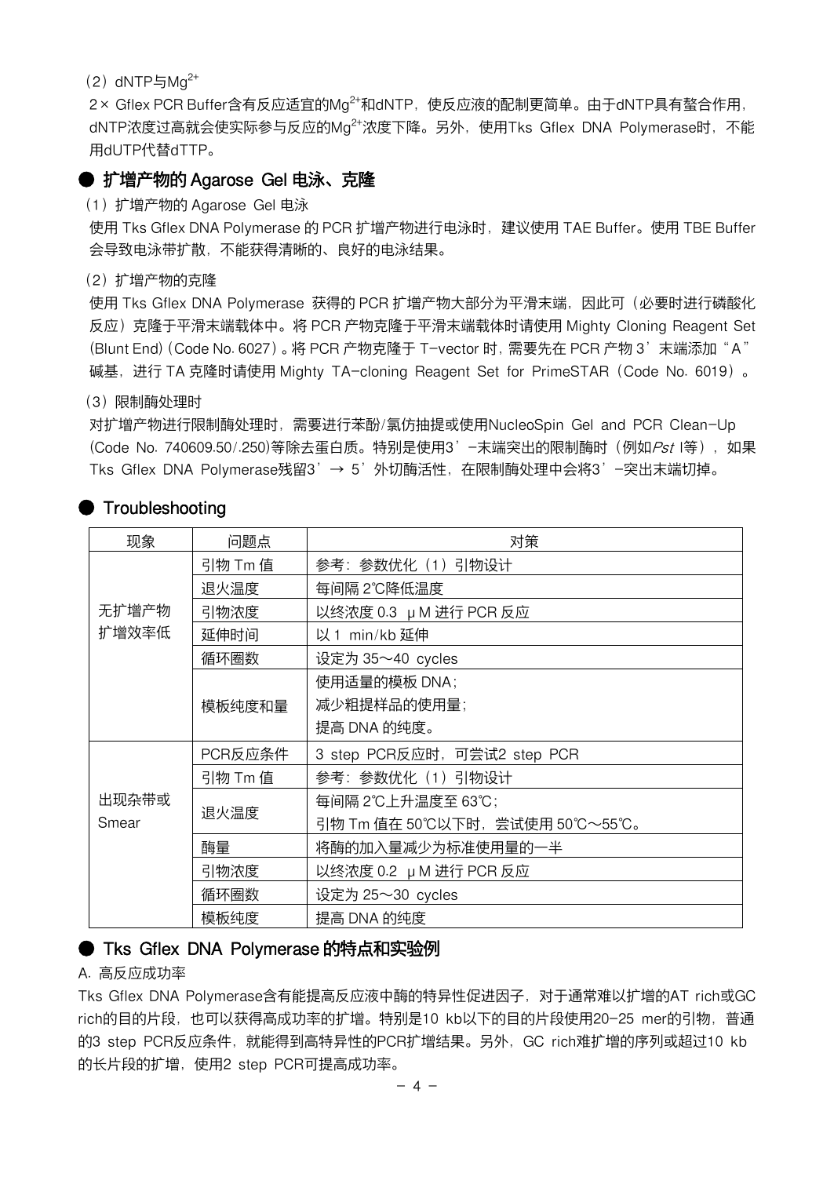（2）dNTP与$Mg^{2+}$

2× Gflex PCR Buffer含有反应适宜的$Mg^{2+}$和dNTP，使反应液的配制更简单。由于dNTP具有螯合作用，dNTP浓度过高就会使实际参与反应的$Mg^{2+}$浓度下降。另外，使用Tks Gflex DNA Polymerase时，不能用dUTP代替dTTP。

## ● 扩增产物的 Agarose Gel 电泳、克隆

（1）扩增产物的 Agarose Gel 电泳

使用 Tks Gflex DNA Polymerase 的 PCR 扩增产物进行电泳时，建议使用 TAE Buffer。使用 TBE Buffer 会导致电泳带扩散，不能获得清晰的、良好的电泳结果。

（2）扩增产物的克隆

使用 Tks Gflex DNA Polymerase 获得的 PCR 扩增产物大部分为平滑末端，因此可（必要时进行磷酸化反应）克隆于平滑末端载体中。将 PCR 产物克隆于平滑末端载体时请使用 Mighty Cloning Reagent Set (Blunt End)（Code No. 6027）。将 PCR 产物克隆于 T-vector 时，需要先在 PCR 产物 3’末端添加“A”碱基，进行 TA 克隆时请使用 Mighty TA-cloning Reagent Set for PrimeSTAR（Code No. 6019）。

（3）限制酶处理时

对扩增产物进行限制酶处理时，需要进行苯酚/氯仿抽提或使用NucleoSpin Gel and PCR Clean-Up (Code No. 740609.50/.250)等除去蛋白质。特别是使用3’-末端突出的限制酶时（例如*Pst* I等），如果Tks Gflex DNA Polymerase残留3’→ 5’外切酶活性，在限制酶处理中会将3’-突出末端切掉。

## ● Troubleshooting

| 现象 | 问题点 | 对策 |
|---|---|---|
| 无扩增产物<br>扩增效率低 | 引物 Tm 值 | 参考：参数优化（1）引物设计 |
| | 退火温度 | 每间隔 2℃降低温度 |
| | 引物浓度 | 以终浓度 0.3 μM 进行 PCR 反应 |
| | 延伸时间 | 以 1 min/kb 延伸 |
| | 循环圈数 | 设定为 35～40 cycles |
| | 模板纯度和量 | 使用适量的模板 DNA；<br>减少粗提样品的使用量；<br>提高 DNA 的纯度。 |
| 出现杂带或<br>Smear | PCR反应条件 | 3 step PCR反应时，可尝试2 step PCR |
| | 引物 Tm 值 | 参考：参数优化（1）引物设计 |
| | 退火温度 | 每间隔 2℃上升温度至 63℃；<br>引物 Tm 值在 50℃以下时，尝试使用 50℃～55℃。 |
| | 酶量 | 将酶的加入量减少为标准使用量的一半 |
| | 引物浓度 | 以终浓度 0.2 μM 进行 PCR 反应 |
| | 循环圈数 | 设定为 25～30 cycles |
| | 模板纯度 | 提高 DNA 的纯度 |

## ● Tks Gflex DNA Polymerase 的特点和实验例

A. 高反应成功率

Tks Gflex DNA Polymerase含有能提高反应液中酶的特异性促进因子，对于通常难以扩增的AT rich或GC rich的目的片段，也可以获得高成功率的扩增。特别是10 kb以下的目的片段使用20-25 mer的引物，普通的3 step PCR反应条件，就能得到高特异性的PCR扩增结果。另外，GC rich难扩增的序列或超过10 kb的长片段的扩增，使用2 step PCR可提高成功率。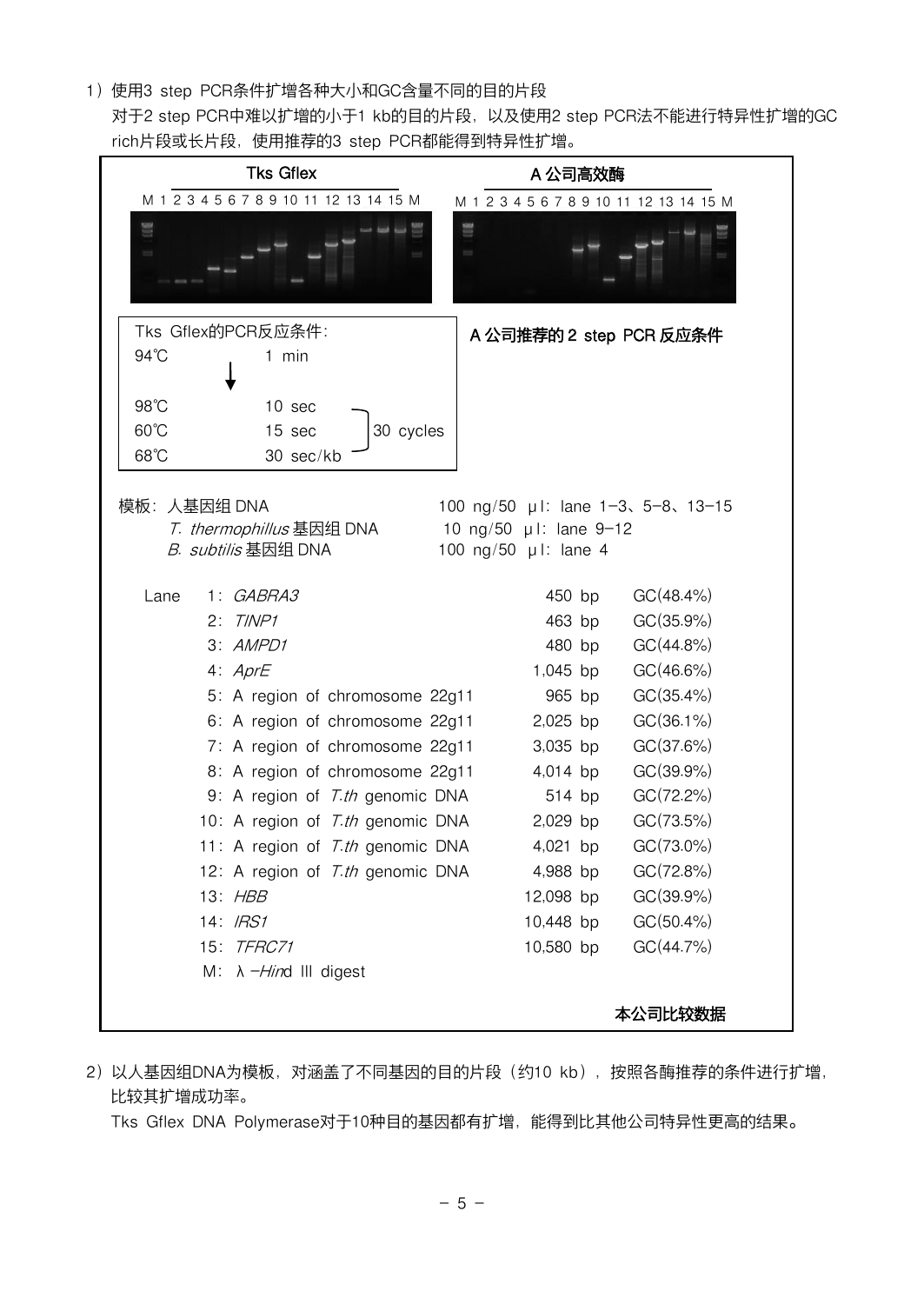1）使用3 step PCR条件扩增各种大小和GC含量不同的目的片段

对于2 step PCR中难以扩增的小于1 kb的目的片段，以及使用2 step PCR法不能进行特异性扩增的GC rich片段或长片段，使用推荐的3 step PCR都能得到特异性扩增。

**Tks Gflex**

M 1 2 3 4 5 6 7 8 9 10 11 12 13 14 15 M

**A 公司高效酶**

M 1 2 3 4 5 6 7 8 9 10 11 12 13 14 15 M

Tks Gflex的PCR反应条件：

| | | |
|---|---|---|
| 94℃ | 1 min | |
| ↓ | | |
| 98℃ | 10 sec | 30 cycles |
| 60℃ | 15 sec | |
| 68℃ | 30 sec/kb | |

**A 公司推荐的 2 step PCR 反应条件**

模板：人基因组 DNA　100 ng/50 μl：lane 1–3、5–8、13–15

*T. thermophillus* 基因组 DNA　10 ng/50 μl：lane 9–12

*B. subtilis* 基因组 DNA　100 ng/50 μl：lane 4

| Lane | | | |
|---|---|---|---|
| 1 | *GABRA3* | 450 bp | GC(48.4%) |
| 2 | *TINP1* | 463 bp | GC(35.9%) |
| 3 | *AMPD1* | 480 bp | GC(44.8%) |
| 4 | *AprE* | 1,045 bp | GC(46.6%) |
| 5 | A region of chromosome 22g11 | 965 bp | GC(35.4%) |
| 6 | A region of chromosome 22g11 | 2,025 bp | GC(36.1%) |
| 7 | A region of chromosome 22g11 | 3,035 bp | GC(37.6%) |
| 8 | A region of chromosome 22g11 | 4,014 bp | GC(39.9%) |
| 9 | A region of *T.th* genomic DNA | 514 bp | GC(72.2%) |
| 10 | A region of *T.th* genomic DNA | 2,029 bp | GC(73.5%) |
| 11 | A region of *T.th* genomic DNA | 4,021 bp | GC(73.0%) |
| 12 | A region of *T.th* genomic DNA | 4,988 bp | GC(72.8%) |
| 13 | *HBB* | 12,098 bp | GC(39.9%) |
| 14 | *IRS1* | 10,448 bp | GC(50.4%) |
| 15 | *TFRC71* | 10,580 bp | GC(44.7%) |
| M | λ-*Hin*d III digest | | |

**本公司比较数据**

2）以人基因组DNA为模板，对涵盖了不同基因的目的片段（约10 kb），按照各酶推荐的条件进行扩增，比较其扩增成功率。

Tks Gflex DNA Polymerase对于10种目的基因都有扩增，能得到比其他公司特异性更高的结果。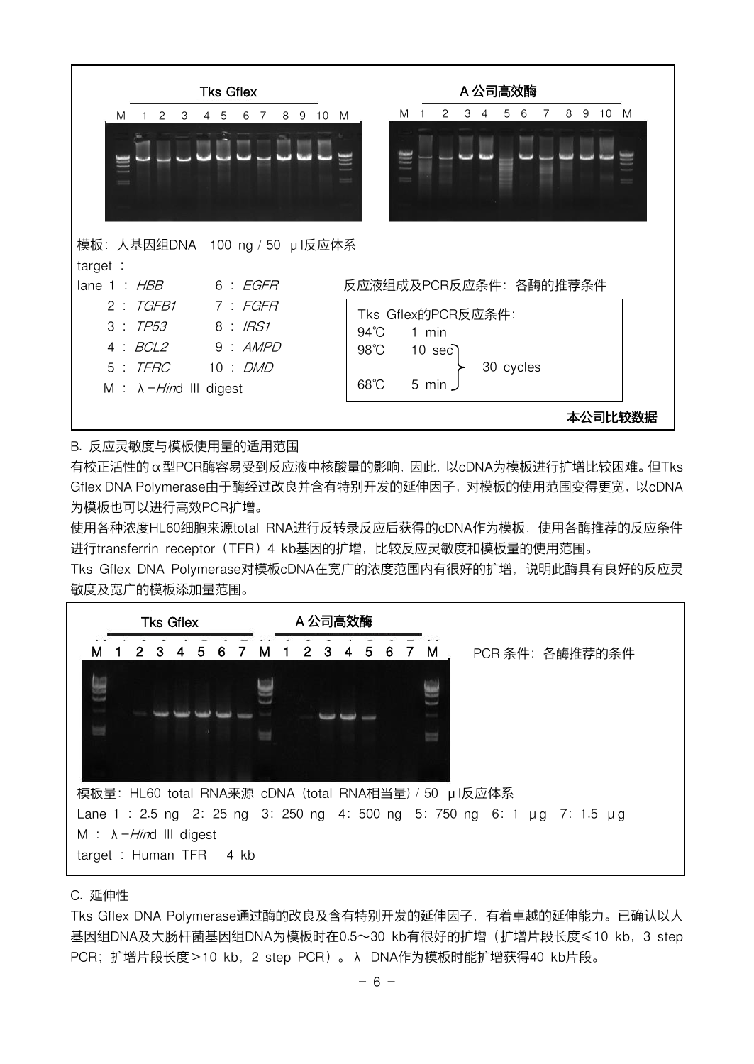Tks Gflex　　　　　　　　　　　　A 公司高效酶

M 1 2 3 4 5 6 7 8 9 10 M　　　　M 1 2 3 4 5 6 7 8 9 10 M

模板：人基因组DNA　100 ng / 50 μl反应体系

target ：

lane 1 ：*HBB*　　　6 ：*EGFR*

2 ：*TGFB1*　　7 ：*FGFR*

3 ：*TP53*　　　8 ：*IRS1*

4 ：*BCL2*　　　9 ：*AMPD*

5 ：*TFRC*　　10 ：*DMD*

M ：λ-*Hin*d III digest

反应液组成及PCR反应条件：各酶的推荐条件

Tks Gflex的PCR反应条件：

94℃　1 min

98℃　10 sec ⎫
　　　　　　　⎬ 30 cycles
68℃　5 min ⎭

**本公司比较数据**

B. 反应灵敏度与模板使用量的适用范围

有校正活性的α型PCR酶容易受到反应液中核酸量的影响，因此，以cDNA为模板进行扩增比较困难。但Tks Gflex DNA Polymerase由于酶经过改良并含有特别开发的延伸因子，对模板的使用范围变得更宽，以cDNA为模板也可以进行高效PCR扩增。

使用各种浓度HL60细胞来源total RNA进行反转录反应后获得的cDNA作为模板，使用各酶推荐的反应条件进行transferrin receptor（TFR）4 kb基因的扩增，比较反应灵敏度和模板量的使用范围。

Tks Gflex DNA Polymerase对模板cDNA在宽广的浓度范围内有很好的扩增，说明此酶具有良好的反应灵敏度及宽广的模板添加量范围。

Tks Gflex　　　　A 公司高效酶

M 1 2 3 4 5 6 7 M 1 2 3 4 5 6 7 M

PCR 条件：各酶推荐的条件

模板量：HL60 total RNA来源 cDNA（total RNA相当量）/ 50 μl反应体系

Lane 1 ：2.5 ng　2：25 ng　3：250 ng　4：500 ng　5：750 ng　6：1 μg　7：1.5 μg

M ：λ-*Hin*d III digest

target ：Human TFR　4 kb

C. 延伸性

Tks Gflex DNA Polymerase通过酶的改良及含有特别开发的延伸因子，有着卓越的延伸能力。已确认以人基因组DNA及大肠杆菌基因组DNA为模板时在0.5～30 kb有很好的扩增（扩增片段长度≤10 kb，3 step PCR；扩增片段长度＞10 kb，2 step PCR）。λ DNA作为模板时能扩增获得40 kb片段。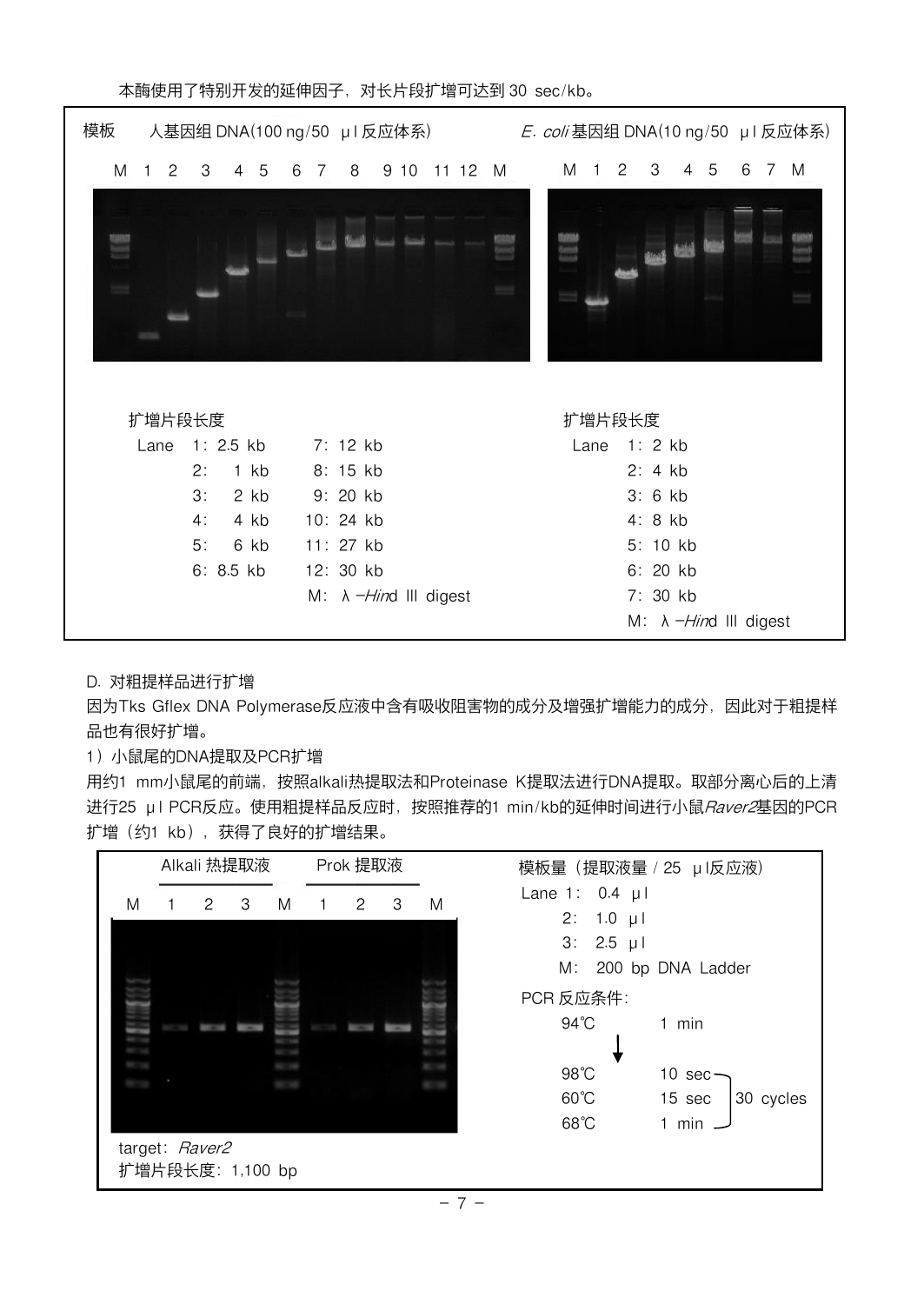本酶使用了特别开发的延伸因子，对长片段扩增可达到 30 sec/kb。

模板　人基因组 DNA(100 ng/50　μl 反应体系)

M　1　2　3　4　5　6　7　8　9　10　11　12　M

扩增片段长度

| Lane | | |
|---|---|---|
| 1: 2.5 kb | 7: 12 kb | |
| 2: 1 kb | 8: 15 kb | |
| 3: 2 kb | 9: 20 kb | |
| 4: 4 kb | 10: 24 kb | |
| 5: 6 kb | 11: 27 kb | |
| 6: 8.5 kb | 12: 30 kb | |
| | M: λ-*Hin*d III digest | |

*E. coli* 基因组 DNA(10 ng/50　μl 反应体系)

M　1　2　3　4　5　6　7　M

扩增片段长度

Lane　1: 2 kb
　　　2: 4 kb
　　　3: 6 kb
　　　4: 8 kb
　　　5: 10 kb
　　　6: 20 kb
　　　7: 30 kb
　　　M: λ-*Hin*d III digest

D. 对粗提样品进行扩增

因为Tks Gflex DNA Polymerase反应液中含有吸收阻害物的成分及增强扩增能力的成分，因此对于粗提样品也有很好扩增。

1）小鼠尾的DNA提取及PCR扩增

用约1 mm小鼠尾的前端，按照alkali热提取法和Proteinase K提取法进行DNA提取。取部分离心后的上清进行25 μl PCR反应。使用粗提样品反应时，按照推荐的1 min/kb的延伸时间进行小鼠*Raver2*基因的PCR扩增（约1 kb），获得了良好的扩增结果。

Alkali 热提取液　　Prok 提取液

M　1　2　3　M　1　2　3　M

target: *Raver2*

扩增片段长度: 1,100 bp

模板量（提取液量 / 25 μl反应液）

Lane 1:　0.4 μl
　　2:　1.0 μl
　　3:　2.5 μl
　　M:　200 bp DNA Ladder

PCR 反应条件:

94℃　1 min
↓
98℃　10 sec
60℃　15 sec　30 cycles
68℃　1 min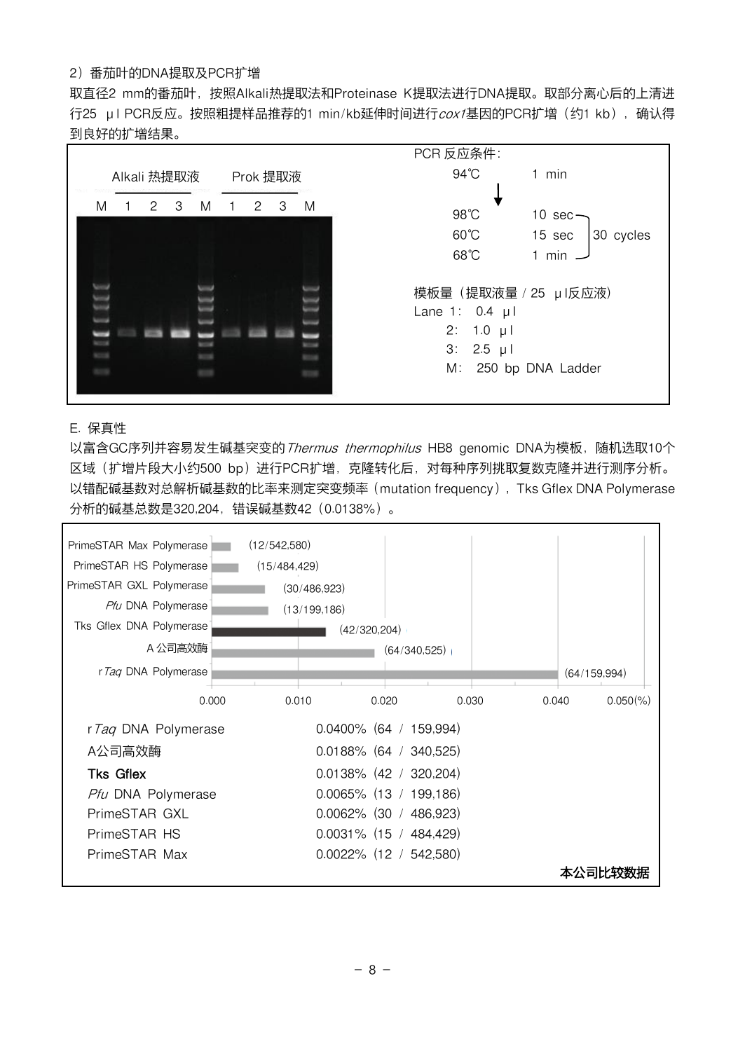2）番茄叶的DNA提取及PCR扩增

取直径2 mm的番茄叶，按照Alkali热提取法和Proteinase K提取法进行DNA提取。取部分离心后的上清进行25 μl PCR反应。按照粗提样品推荐的1 min/kb延伸时间进行*cox1*基因的PCR扩增（约1 kb），确认得到良好的扩增结果。

Alkali 热提取液　Prok 提取液

M 1 2 3 M 1 2 3 M

PCR 反应条件：

94℃　1 min

↓

98℃　10 sec
60℃　15 sec　30 cycles
68℃　1 min

模板量（提取液量 / 25 μl反应液）

Lane 1：0.4 μl
2：1.0 μl
3：2.5 μl
M：250 bp DNA Ladder

E. 保真性

以富含GC序列并容易发生碱基突变的*Thermus thermophilus* HB8 genomic DNA为模板，随机选取10个区域（扩增片段大小约500 bp）进行PCR扩增，克隆转化后，对每种序列挑取复数克隆并进行测序分析。以错配碱基数对总解析碱基数的比率来测定突变频率（mutation frequency），Tks Gflex DNA Polymerase分析的碱基总数是320,204，错误碱基数42（0.0138%）。

PrimeSTAR Max Polymerase (12/542,580)
PrimeSTAR HS Polymerase (15/484,429)
PrimeSTAR GXL Polymerase (30/486,923)
*Pfu* DNA Polymerase (13/199,186)
Tks Gflex DNA Polymerase (42/320,204)
A 公司高效酶 (64/340,525)
r*Taq* DNA Polymerase (64/159,994)

0.000　0.010　0.020　0.030　0.040　0.050(%)

| | |
|---|---|
| r*Taq* DNA Polymerase | 0.0400% (64 / 159,994) |
| A公司高效酶 | 0.0188% (64 / 340,525) |
| **Tks Gflex** | 0.0138% (42 / 320,204) |
| *Pfu* DNA Polymerase | 0.0065% (13 / 199,186) |
| PrimeSTAR GXL | 0.0062% (30 / 486,923) |
| PrimeSTAR HS | 0.0031% (15 / 484,429) |
| PrimeSTAR Max | 0.0022% (12 / 542,580) |

**本公司比较数据**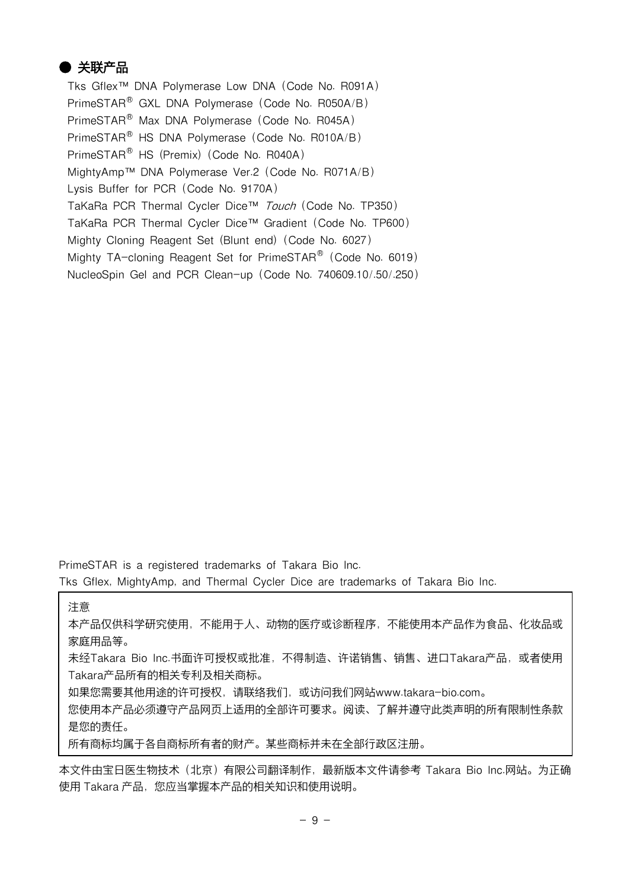## ● 关联产品

Tks Gflex™ DNA Polymerase Low DNA（Code No. R091A）
PrimeSTAR® GXL DNA Polymerase（Code No. R050A/B）
PrimeSTAR® Max DNA Polymerase（Code No. R045A）
PrimeSTAR® HS DNA Polymerase（Code No. R010A/B）
PrimeSTAR® HS (Premix)（Code No. R040A）
MightyAmp™ DNA Polymerase Ver.2（Code No. R071A/B）
Lysis Buffer for PCR（Code No. 9170A）
TaKaRa PCR Thermal Cycler Dice™ *Touch*（Code No. TP350）
TaKaRa PCR Thermal Cycler Dice™ Gradient（Code No. TP600）
Mighty Cloning Reagent Set (Blunt end)（Code No. 6027）
Mighty TA-cloning Reagent Set for PrimeSTAR®（Code No. 6019）
NucleoSpin Gel and PCR Clean-up（Code No. 740609.10/.50/.250）

PrimeSTAR is a registered trademarks of Takara Bio Inc.
Tks Gflex, MightyAmp, and Thermal Cycler Dice are trademarks of Takara Bio Inc.

注意

本产品仅供科学研究使用，不能用于人、动物的医疗或诊断程序，不能使用本产品作为食品、化妆品或家庭用品等。

未经Takara Bio Inc.书面许可授权或批准，不得制造、许诺销售、销售、进口Takara产品，或者使用Takara产品所有的相关专利及相关商标。

如果您需要其他用途的许可授权，请联络我们，或访问我们网站www.takara-bio.com。

您使用本产品必须遵守产品网页上适用的全部许可要求。阅读、了解并遵守此类声明的所有限制性条款是您的责任。

所有商标均属于各自商标所有者的财产。某些商标并未在全部行政区注册。

本文件由宝日医生物技术（北京）有限公司翻译制作，最新版本文件请参考 Takara Bio Inc.网站。为正确使用 Takara 产品，您应当掌握本产品的相关知识和使用说明。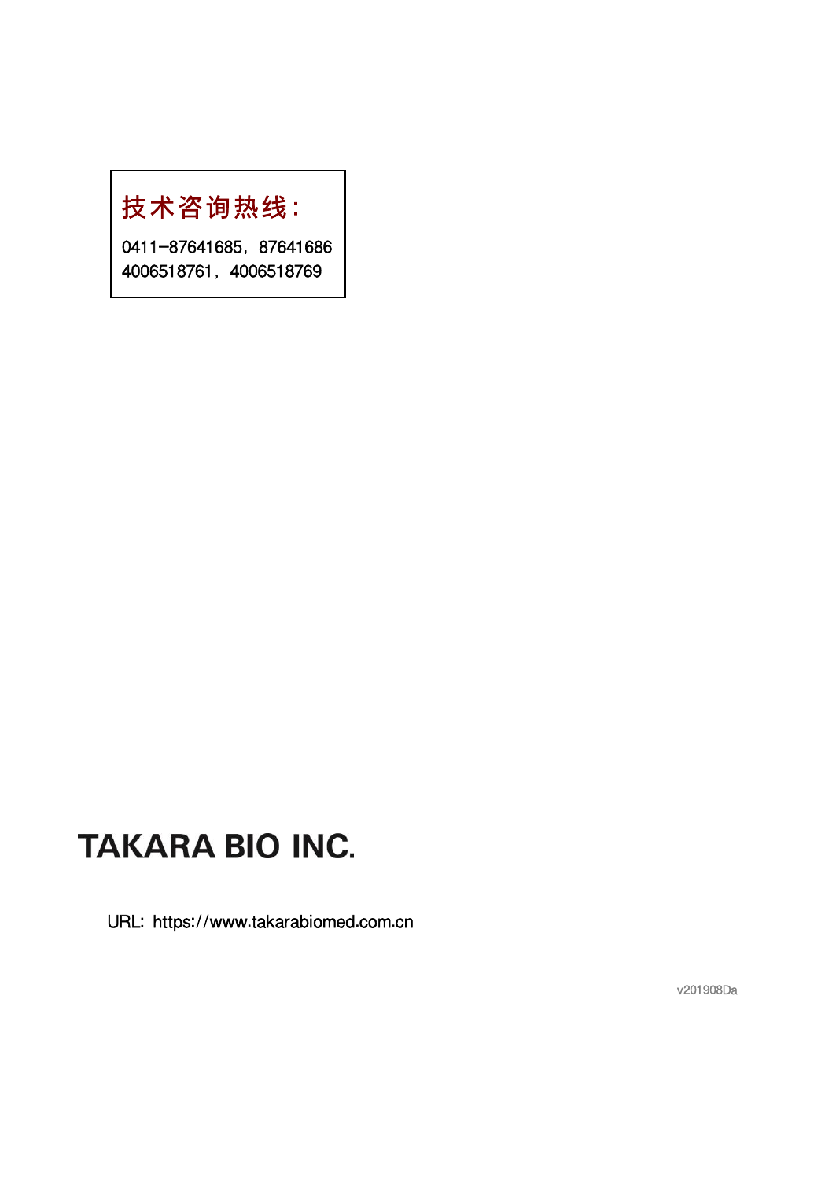**技术咨询热线：**

0411-87641685，87641686
4006518761，4006518769

**TAKARA BIO INC.**

URL: https://www.takarabiomed.com.cn

v201908Da